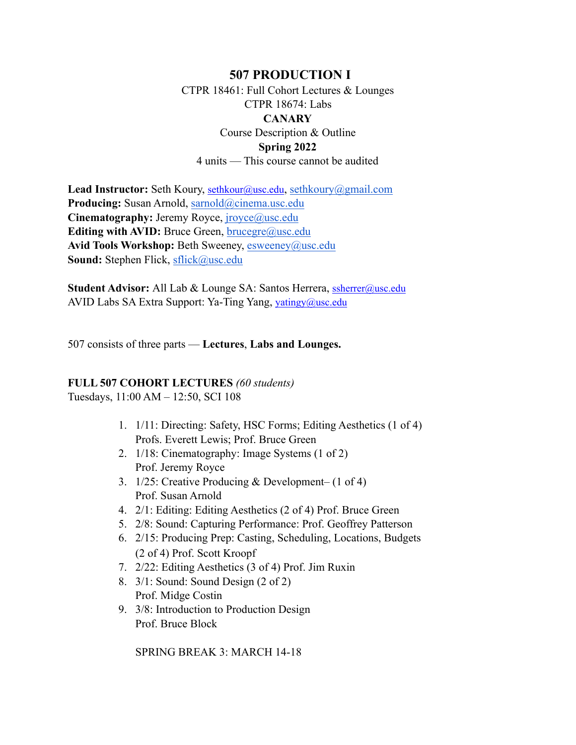# 507 PRODUCTION I

CTPR 18461: Full Cohort Lectures & Lounges
CTPR 18674: Labs

**CANARY**

Course Description & Outline

**Spring 2022**

4 units — This course cannot be audited

**Lead Instructor:** Seth Koury, sethkour@usc.edu, sethkoury@gmail.com
**Producing:** Susan Arnold, sarnold@cinema.usc.edu
**Cinematography:** Jeremy Royce, jroyce@usc.edu
**Editing with AVID:** Bruce Green, brucegre@usc.edu
**Avid Tools Workshop:** Beth Sweeney, esweeney@usc.edu
**Sound:** Stephen Flick, sflick@usc.edu

**Student Advisor:** All Lab & Lounge SA: Santos Herrera, ssherrer@usc.edu
AVID Labs SA Extra Support: Ya-Ting Yang, yatingy@usc.edu

507 consists of three parts — **Lectures**, **Labs and Lounges.**

**FULL 507 COHORT LECTURES** *(60 students)*
Tuesdays, 11:00 AM – 12:50, SCI 108

1. 1/11: Directing: Safety, HSC Forms; Editing Aesthetics (1 of 4)
   Profs. Everett Lewis; Prof. Bruce Green
2. 1/18: Cinematography: Image Systems (1 of 2)
   Prof. Jeremy Royce
3. 1/25: Creative Producing & Development– (1 of 4)
   Prof. Susan Arnold
4. 2/1: Editing: Editing Aesthetics (2 of 4) Prof. Bruce Green
5. 2/8: Sound: Capturing Performance: Prof. Geoffrey Patterson
6. 2/15: Producing Prep: Casting, Scheduling, Locations, Budgets
   (2 of 4) Prof. Scott Kroopf
7. 2/22: Editing Aesthetics (3 of 4) Prof. Jim Ruxin
8. 3/1: Sound: Sound Design (2 of 2)
   Prof. Midge Costin
9. 3/8: Introduction to Production Design
   Prof. Bruce Block

SPRING BREAK 3: MARCH 14-18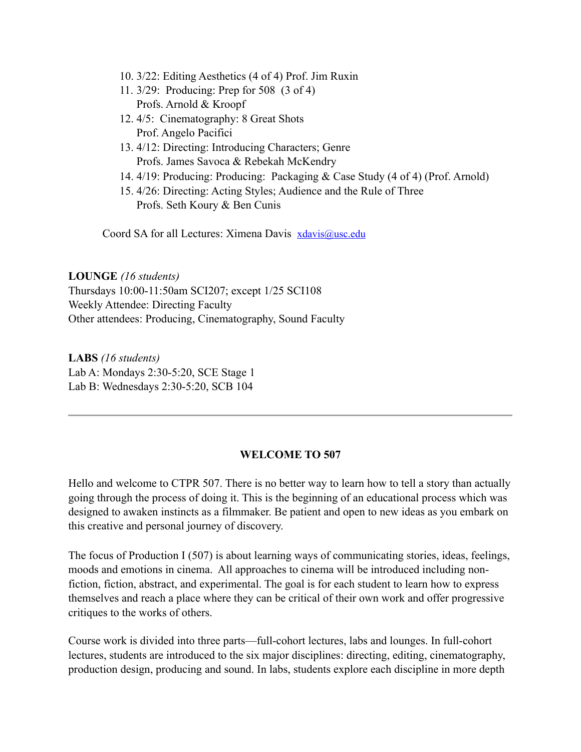10. 3/22: Editing Aesthetics (4 of 4) Prof. Jim Ruxin
11. 3/29: Producing: Prep for 508 (3 of 4)
    Profs. Arnold & Kroopf
12. 4/5: Cinematography: 8 Great Shots
    Prof. Angelo Pacifici
13. 4/12: Directing: Introducing Characters; Genre
    Profs. James Savoca & Rebekah McKendry
14. 4/19: Producing: Producing: Packaging & Case Study (4 of 4) (Prof. Arnold)
15. 4/26: Directing: Acting Styles; Audience and the Rule of Three
    Profs. Seth Koury & Ben Cunis

Coord SA for all Lectures: Ximena Davis xdavis@usc.edu

**LOUNGE** *(16 students)*
Thursdays 10:00-11:50am SCI207; except 1/25 SCI108
Weekly Attendee: Directing Faculty
Other attendees: Producing, Cinematography, Sound Faculty

**LABS** *(16 students)*
Lab A: Mondays 2:30-5:20, SCE Stage 1
Lab B: Wednesdays 2:30-5:20, SCB 104

---

## WELCOME TO 507

Hello and welcome to CTPR 507. There is no better way to learn how to tell a story than actually going through the process of doing it. This is the beginning of an educational process which was designed to awaken instincts as a filmmaker. Be patient and open to new ideas as you embark on this creative and personal journey of discovery.

The focus of Production I (507) is about learning ways of communicating stories, ideas, feelings, moods and emotions in cinema. All approaches to cinema will be introduced including non-fiction, fiction, abstract, and experimental. The goal is for each student to learn how to express themselves and reach a place where they can be critical of their own work and offer progressive critiques to the works of others.

Course work is divided into three parts—full-cohort lectures, labs and lounges. In full-cohort lectures, students are introduced to the six major disciplines: directing, editing, cinematography, production design, producing and sound. In labs, students explore each discipline in more depth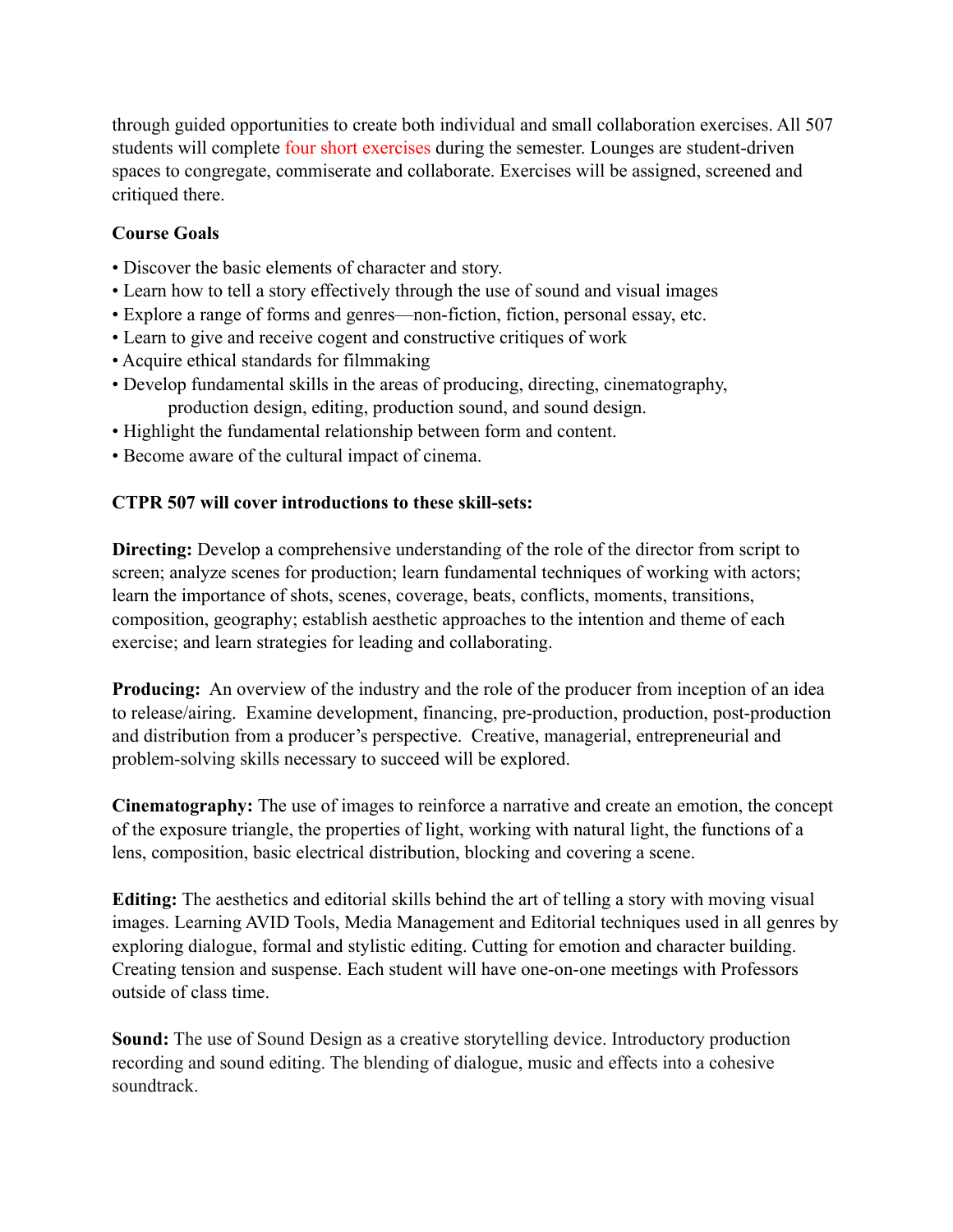through guided opportunities to create both individual and small collaboration exercises. All 507 students will complete four short exercises during the semester. Lounges are student-driven spaces to congregate, commiserate and collaborate. Exercises will be assigned, screened and critiqued there.

**Course Goals**

- Discover the basic elements of character and story.
- Learn how to tell a story effectively through the use of sound and visual images
- Explore a range of forms and genres—non-fiction, fiction, personal essay, etc.
- Learn to give and receive cogent and constructive critiques of work
- Acquire ethical standards for filmmaking
- Develop fundamental skills in the areas of producing, directing, cinematography, production design, editing, production sound, and sound design.
- Highlight the fundamental relationship between form and content.
- Become aware of the cultural impact of cinema.

**CTPR 507 will cover introductions to these skill-sets:**

**Directing:** Develop a comprehensive understanding of the role of the director from script to screen; analyze scenes for production; learn fundamental techniques of working with actors; learn the importance of shots, scenes, coverage, beats, conflicts, moments, transitions, composition, geography; establish aesthetic approaches to the intention and theme of each exercise; and learn strategies for leading and collaborating.

**Producing:** An overview of the industry and the role of the producer from inception of an idea to release/airing. Examine development, financing, pre-production, production, post-production and distribution from a producer's perspective. Creative, managerial, entrepreneurial and problem-solving skills necessary to succeed will be explored.

**Cinematography:** The use of images to reinforce a narrative and create an emotion, the concept of the exposure triangle, the properties of light, working with natural light, the functions of a lens, composition, basic electrical distribution, blocking and covering a scene.

**Editing:** The aesthetics and editorial skills behind the art of telling a story with moving visual images. Learning AVID Tools, Media Management and Editorial techniques used in all genres by exploring dialogue, formal and stylistic editing. Cutting for emotion and character building. Creating tension and suspense. Each student will have one-on-one meetings with Professors outside of class time.

**Sound:** The use of Sound Design as a creative storytelling device. Introductory production recording and sound editing. The blending of dialogue, music and effects into a cohesive soundtrack.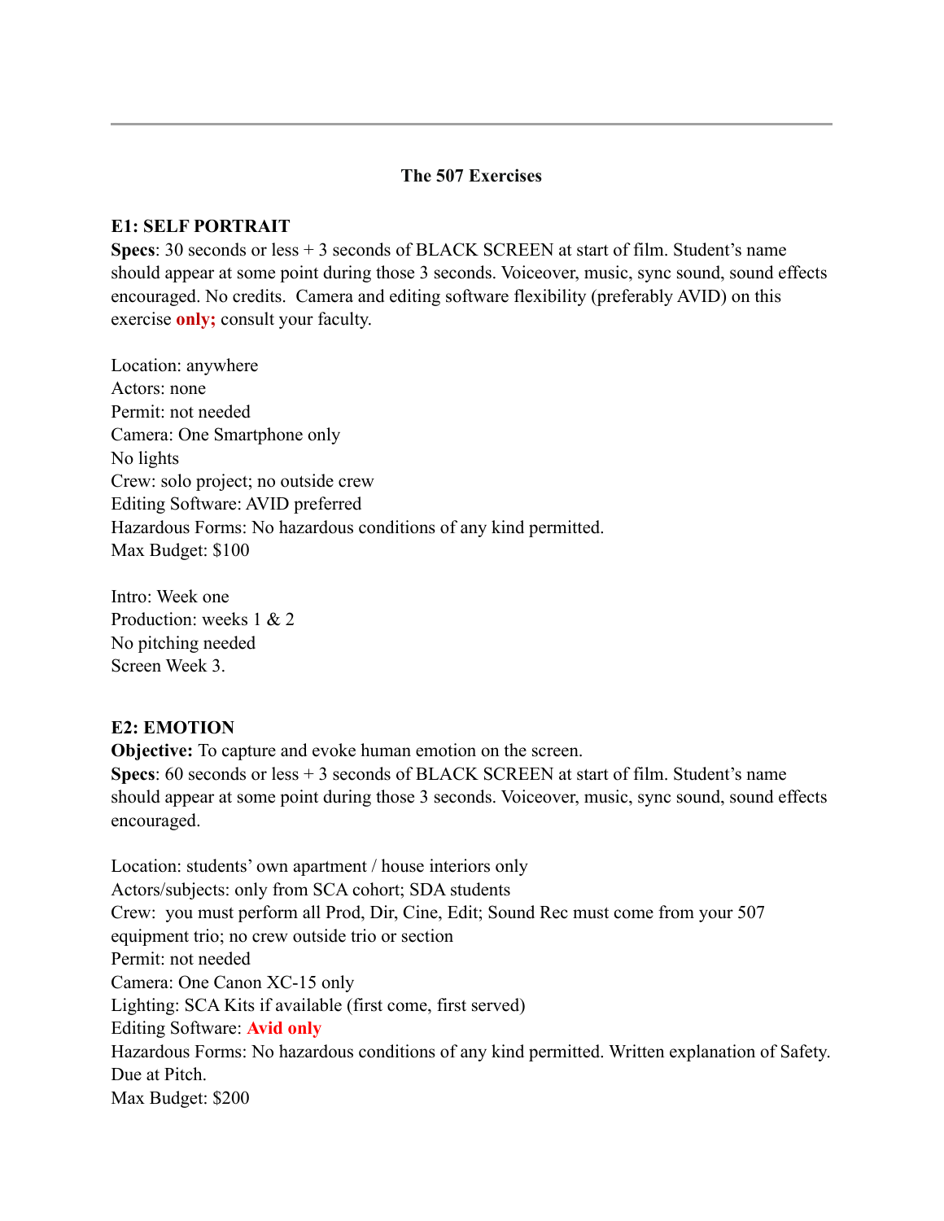---

**The 507 Exercises**

**E1: SELF PORTRAIT**
**Specs**: 30 seconds or less + 3 seconds of BLACK SCREEN at start of film. Student's name should appear at some point during those 3 seconds. Voiceover, music, sync sound, sound effects encouraged. No credits. Camera and editing software flexibility (preferably AVID) on this exercise **only;** consult your faculty.

Location: anywhere
Actors: none
Permit: not needed
Camera: One Smartphone only
No lights
Crew: solo project; no outside crew
Editing Software: AVID preferred
Hazardous Forms: No hazardous conditions of any kind permitted.
Max Budget: $100

Intro: Week one
Production: weeks 1 & 2
No pitching needed
Screen Week 3.

**E2: EMOTION**
**Objective:** To capture and evoke human emotion on the screen.
**Specs**: 60 seconds or less + 3 seconds of BLACK SCREEN at start of film. Student's name should appear at some point during those 3 seconds. Voiceover, music, sync sound, sound effects encouraged.

Location: students' own apartment / house interiors only
Actors/subjects: only from SCA cohort; SDA students
Crew: you must perform all Prod, Dir, Cine, Edit; Sound Rec must come from your 507 equipment trio; no crew outside trio or section
Permit: not needed
Camera: One Canon XC-15 only
Lighting: SCA Kits if available (first come, first served)
Editing Software: **Avid only**
Hazardous Forms: No hazardous conditions of any kind permitted. Written explanation of Safety. Due at Pitch.
Max Budget: $200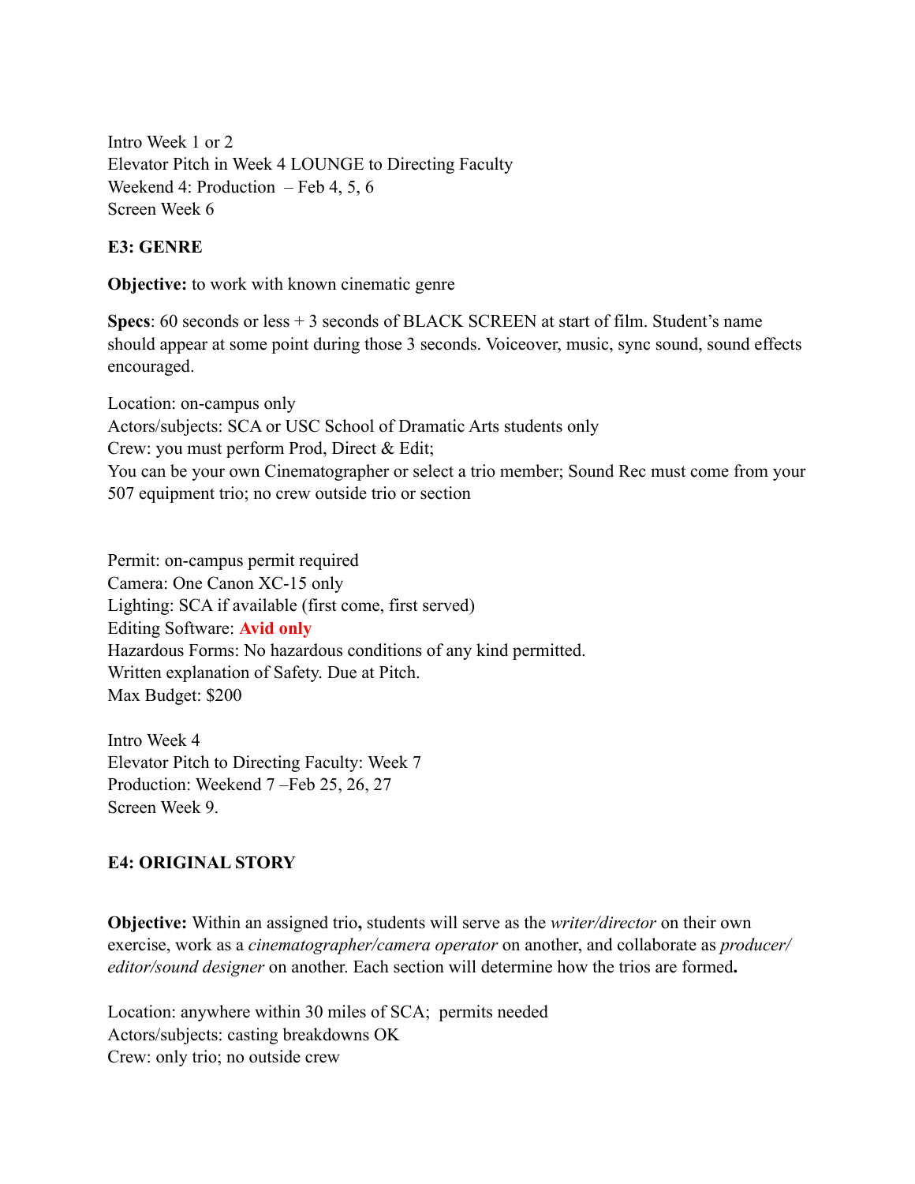Intro Week 1 or 2
Elevator Pitch in Week 4 LOUNGE to Directing Faculty
Weekend 4: Production – Feb 4, 5, 6
Screen Week 6

**E3: GENRE**

**Objective:** to work with known cinematic genre

**Specs**: 60 seconds or less + 3 seconds of BLACK SCREEN at start of film. Student's name should appear at some point during those 3 seconds. Voiceover, music, sync sound, sound effects encouraged.

Location: on-campus only
Actors/subjects: SCA or USC School of Dramatic Arts students only
Crew: you must perform Prod, Direct & Edit;
You can be your own Cinematographer or select a trio member; Sound Rec must come from your 507 equipment trio; no crew outside trio or section

Permit: on-campus permit required
Camera: One Canon XC-15 only
Lighting: SCA if available (first come, first served)
Editing Software: **Avid only**
Hazardous Forms: No hazardous conditions of any kind permitted.
Written explanation of Safety. Due at Pitch.
Max Budget: $200

Intro Week 4
Elevator Pitch to Directing Faculty: Week 7
Production: Weekend 7 –Feb 25, 26, 27
Screen Week 9.

**E4: ORIGINAL STORY**

**Objective:** Within an assigned trio**,** students will serve as the *writer/director* on their own exercise, work as a *cinematographer/camera operator* on another, and collaborate as *producer/ editor/sound designer* on another. Each section will determine how the trios are formed**.**

Location: anywhere within 30 miles of SCA; permits needed
Actors/subjects: casting breakdowns OK
Crew: only trio; no outside crew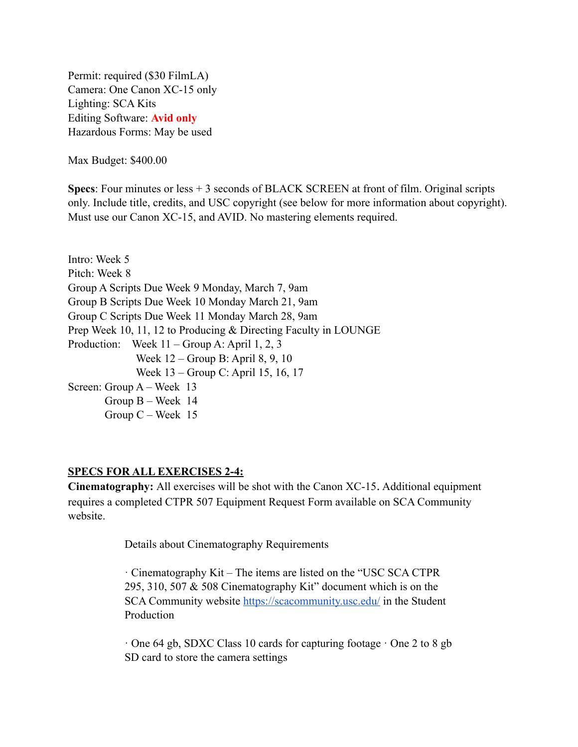Permit: required ($30 FilmLA)
Camera: One Canon XC-15 only
Lighting: SCA Kits
Editing Software: **Avid only**
Hazardous Forms: May be used

Max Budget: $400.00

**Specs**: Four minutes or less + 3 seconds of BLACK SCREEN at front of film. Original scripts only. Include title, credits, and USC copyright (see below for more information about copyright). Must use our Canon XC-15, and AVID. No mastering elements required.

Intro: Week 5
Pitch: Week 8
Group A Scripts Due Week 9 Monday, March 7, 9am
Group B Scripts Due Week 10 Monday March 21, 9am
Group C Scripts Due Week 11 Monday March 28, 9am
Prep Week 10, 11, 12 to Producing & Directing Faculty in LOUNGE
Production: Week 11 – Group A: April 1, 2, 3
Week 12 – Group B: April 8, 9, 10
Week 13 – Group C: April 15, 16, 17
Screen: Group A – Week 13
Group B – Week 14
Group C – Week 15

**SPECS FOR ALL EXERCISES 2-4:**

**Cinematography:** All exercises will be shot with the Canon XC-15. Additional equipment requires a completed CTPR 507 Equipment Request Form available on SCA Community website.

Details about Cinematography Requirements

· Cinematography Kit – The items are listed on the "USC SCA CTPR 295, 310, 507 & 508 Cinematography Kit" document which is on the SCA Community website https://scacommunity.usc.edu/ in the Student Production

· One 64 gb, SDXC Class 10 cards for capturing footage · One 2 to 8 gb SD card to store the camera settings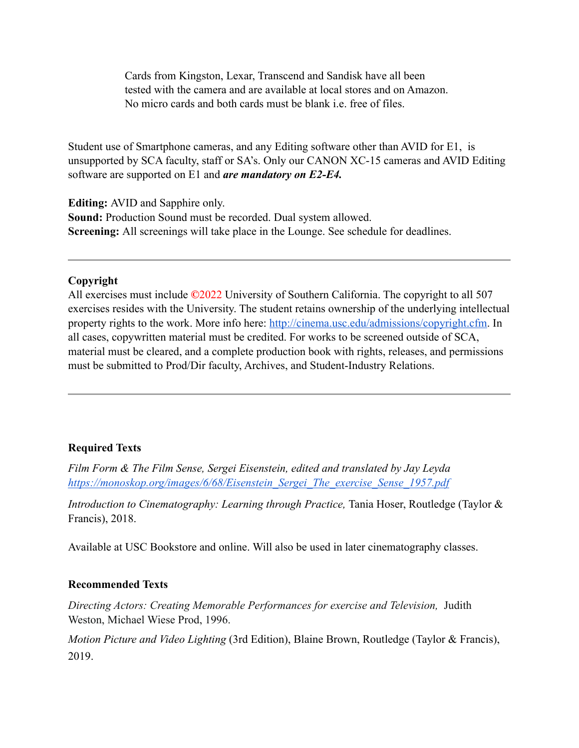Cards from Kingston, Lexar, Transcend and Sandisk have all been tested with the camera and are available at local stores and on Amazon. No micro cards and both cards must be blank i.e. free of files.

Student use of Smartphone cameras, and any Editing software other than AVID for E1, is unsupported by SCA faculty, staff or SA's. Only our CANON XC-15 cameras and AVID Editing software are supported on E1 and ***are mandatory on E2-E4.***

**Editing:** AVID and Sapphire only.
**Sound:** Production Sound must be recorded. Dual system allowed.
**Screening:** All screenings will take place in the Lounge. See schedule for deadlines.

---

**Copyright**
All exercises must include ©2022 University of Southern California. The copyright to all 507 exercises resides with the University. The student retains ownership of the underlying intellectual property rights to the work. More info here: [http://cinema.usc.edu/admissions/copyright.cfm](http://cinema.usc.edu/admissions/copyright.cfm). In all cases, copywritten material must be credited. For works to be screened outside of SCA, material must be cleared, and a complete production book with rights, releases, and permissions must be submitted to Prod/Dir faculty, Archives, and Student-Industry Relations.

---

**Required Texts**

*Film Form & The Film Sense, Sergei Eisenstein, edited and translated by Jay Leyda*
*[https://monoskop.org/images/6/68/Eisenstein_Sergei_The_exercise_Sense_1957.pdf](https://monoskop.org/images/6/68/Eisenstein_Sergei_The_exercise_Sense_1957.pdf)*

*Introduction to Cinematography: Learning through Practice,* Tania Hoser, Routledge (Taylor & Francis), 2018.

Available at USC Bookstore and online. Will also be used in later cinematography classes.

**Recommended Texts**

*Directing Actors: Creating Memorable Performances for exercise and Television,* Judith Weston, Michael Wiese Prod, 1996.

*Motion Picture and Video Lighting* (3rd Edition), Blaine Brown, Routledge (Taylor & Francis), 2019.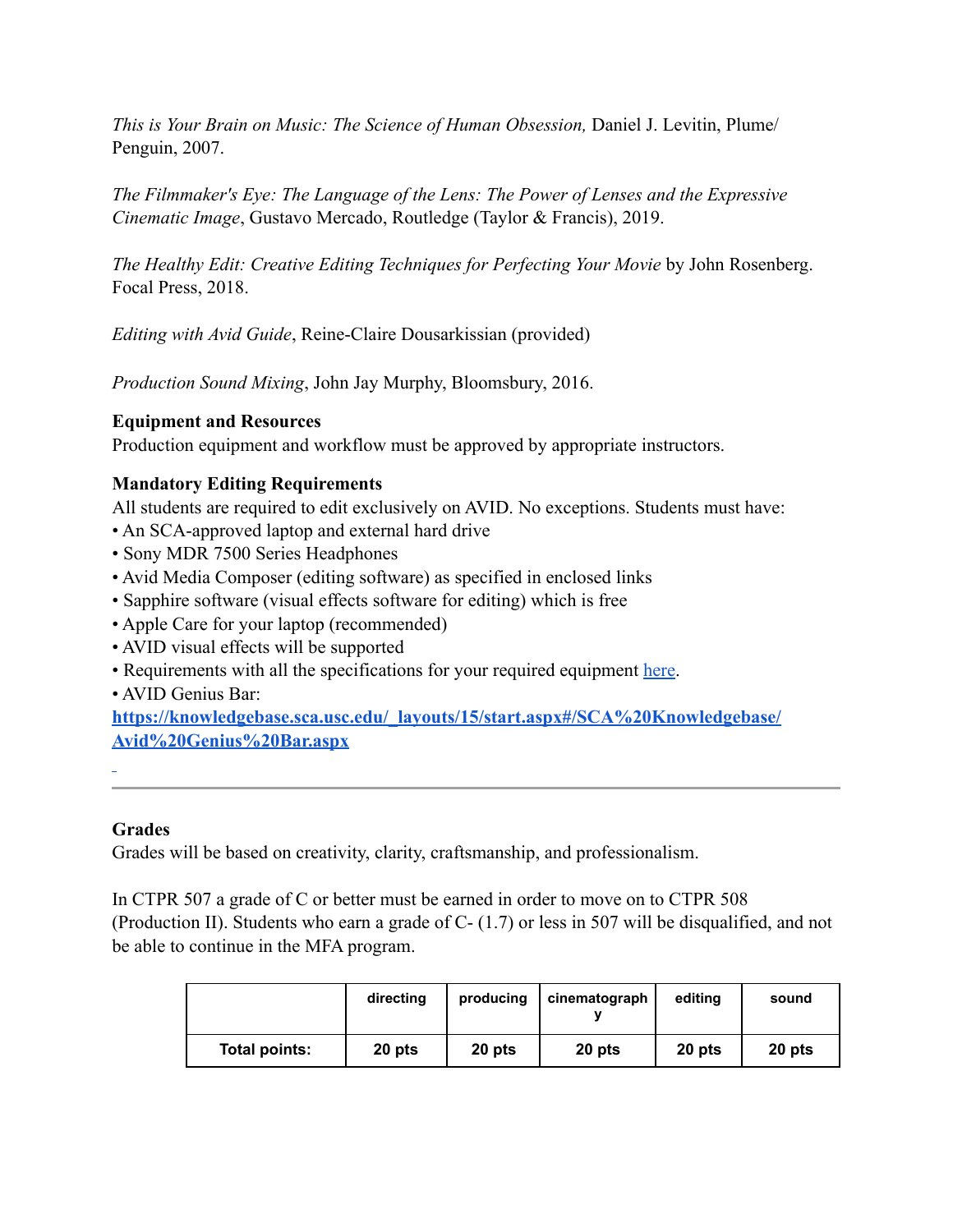*This is Your Brain on Music: The Science of Human Obsession,* Daniel J. Levitin, Plume/ Penguin, 2007.

*The Filmmaker's Eye: The Language of the Lens: The Power of Lenses and the Expressive Cinematic Image*, Gustavo Mercado, Routledge (Taylor & Francis), 2019.

*The Healthy Edit: Creative Editing Techniques for Perfecting Your Movie* by John Rosenberg. Focal Press, 2018.

*Editing with Avid Guide*, Reine-Claire Dousarkissian (provided)

*Production Sound Mixing*, John Jay Murphy, Bloomsbury, 2016.

**Equipment and Resources**
Production equipment and workflow must be approved by appropriate instructors.

**Mandatory Editing Requirements**
All students are required to edit exclusively on AVID. No exceptions. Students must have:
• An SCA-approved laptop and external hard drive
• Sony MDR 7500 Series Headphones
• Avid Media Composer (editing software) as specified in enclosed links
• Sapphire software (visual effects software for editing) which is free
• Apple Care for your laptop (recommended)
• AVID visual effects will be supported
• Requirements with all the specifications for your required equipment [here](here).
• AVID Genius Bar:
**[https://knowledgebase.sca.usc.edu/_layouts/15/start.aspx#/SCA%20Knowledgebase/Avid%20Genius%20Bar.aspx](https://knowledgebase.sca.usc.edu/_layouts/15/start.aspx#/SCA%20Knowledgebase/Avid%20Genius%20Bar.aspx)**

---

**Grades**
Grades will be based on creativity, clarity, craftsmanship, and professionalism.

In CTPR 507 a grade of C or better must be earned in order to move on to CTPR 508 (Production II). Students who earn a grade of C- (1.7) or less in 507 will be disqualified, and not be able to continue in the MFA program.

| | directing | producing | cinematography | editing | sound |
|---|---|---|---|---|---|
| **Total points:** | **20 pts** | **20 pts** | **20 pts** | **20 pts** | **20 pts** |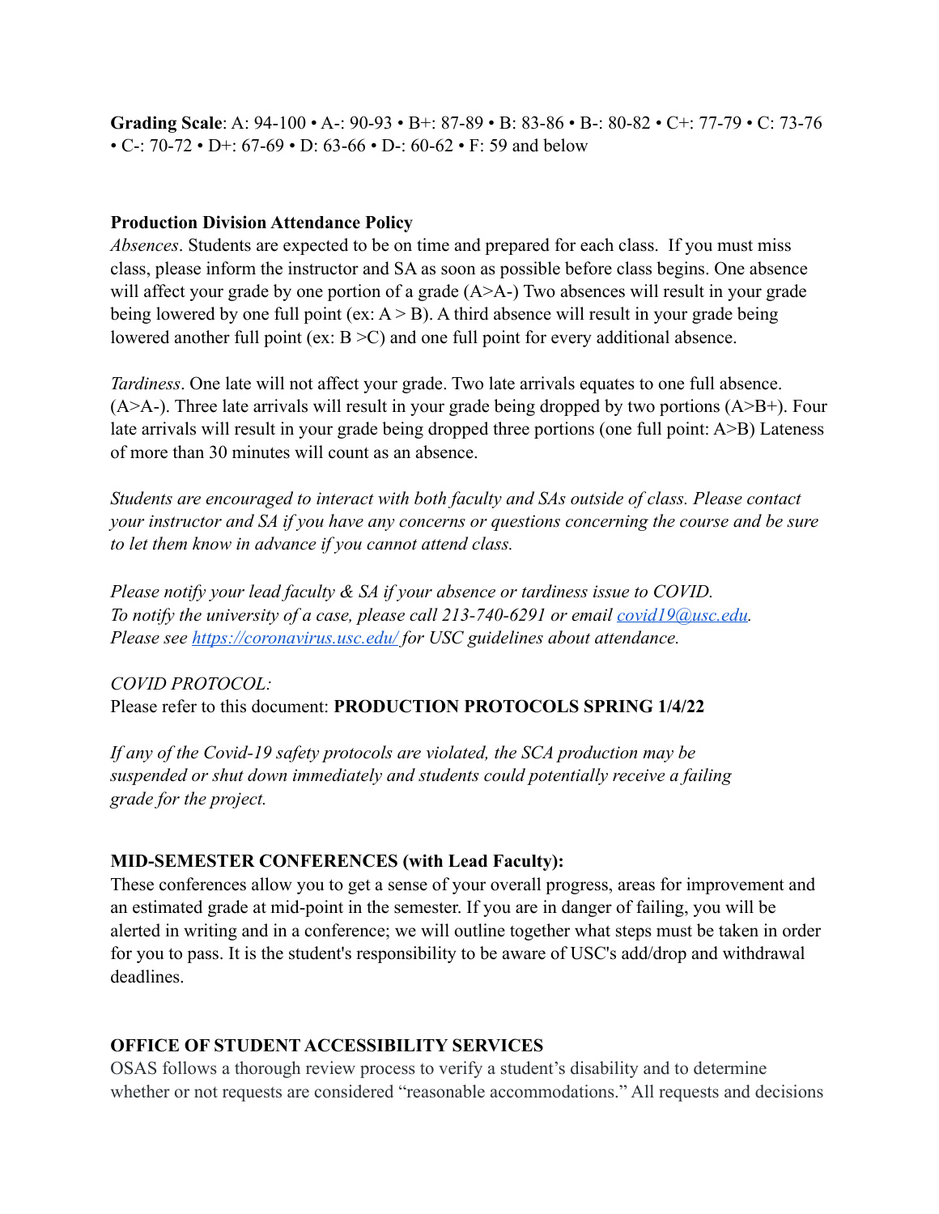**Grading Scale**: A: 94-100 • A-: 90-93 • B+: 87-89 • B: 83-86 • B-: 80-82 • C+: 77-79 • C: 73-76 • C-: 70-72 • D+: 67-69 • D: 63-66 • D-: 60-62 • F: 59 and below

**Production Division Attendance Policy**

*Absences*. Students are expected to be on time and prepared for each class. If you must miss class, please inform the instructor and SA as soon as possible before class begins. One absence will affect your grade by one portion of a grade (A>A-) Two absences will result in your grade being lowered by one full point (ex: A > B). A third absence will result in your grade being lowered another full point (ex: B >C) and one full point for every additional absence.

*Tardiness*. One late will not affect your grade. Two late arrivals equates to one full absence. (A>A-). Three late arrivals will result in your grade being dropped by two portions (A>B+). Four late arrivals will result in your grade being dropped three portions (one full point: A>B) Lateness of more than 30 minutes will count as an absence.

*Students are encouraged to interact with both faculty and SAs outside of class. Please contact your instructor and SA if you have any concerns or questions concerning the course and be sure to let them know in advance if you cannot attend class.*

*Please notify your lead faculty & SA if your absence or tardiness issue to COVID.*
*To notify the university of a case, please call 213-740-6291 or email [covid19@usc.edu](mailto:covid19@usc.edu).*
*Please see [https://coronavirus.usc.edu/](https://coronavirus.usc.edu/) for USC guidelines about attendance.*

*COVID PROTOCOL:*
Please refer to this document: **PRODUCTION PROTOCOLS SPRING 1/4/22**

*If any of the Covid-19 safety protocols are violated, the SCA production may be suspended or shut down immediately and students could potentially receive a failing grade for the project.*

**MID-SEMESTER CONFERENCES (with Lead Faculty):**

These conferences allow you to get a sense of your overall progress, areas for improvement and an estimated grade at mid-point in the semester. If you are in danger of failing, you will be alerted in writing and in a conference; we will outline together what steps must be taken in order for you to pass. It is the student's responsibility to be aware of USC's add/drop and withdrawal deadlines.

**OFFICE OF STUDENT ACCESSIBILITY SERVICES**

OSAS follows a thorough review process to verify a student's disability and to determine whether or not requests are considered "reasonable accommodations." All requests and decisions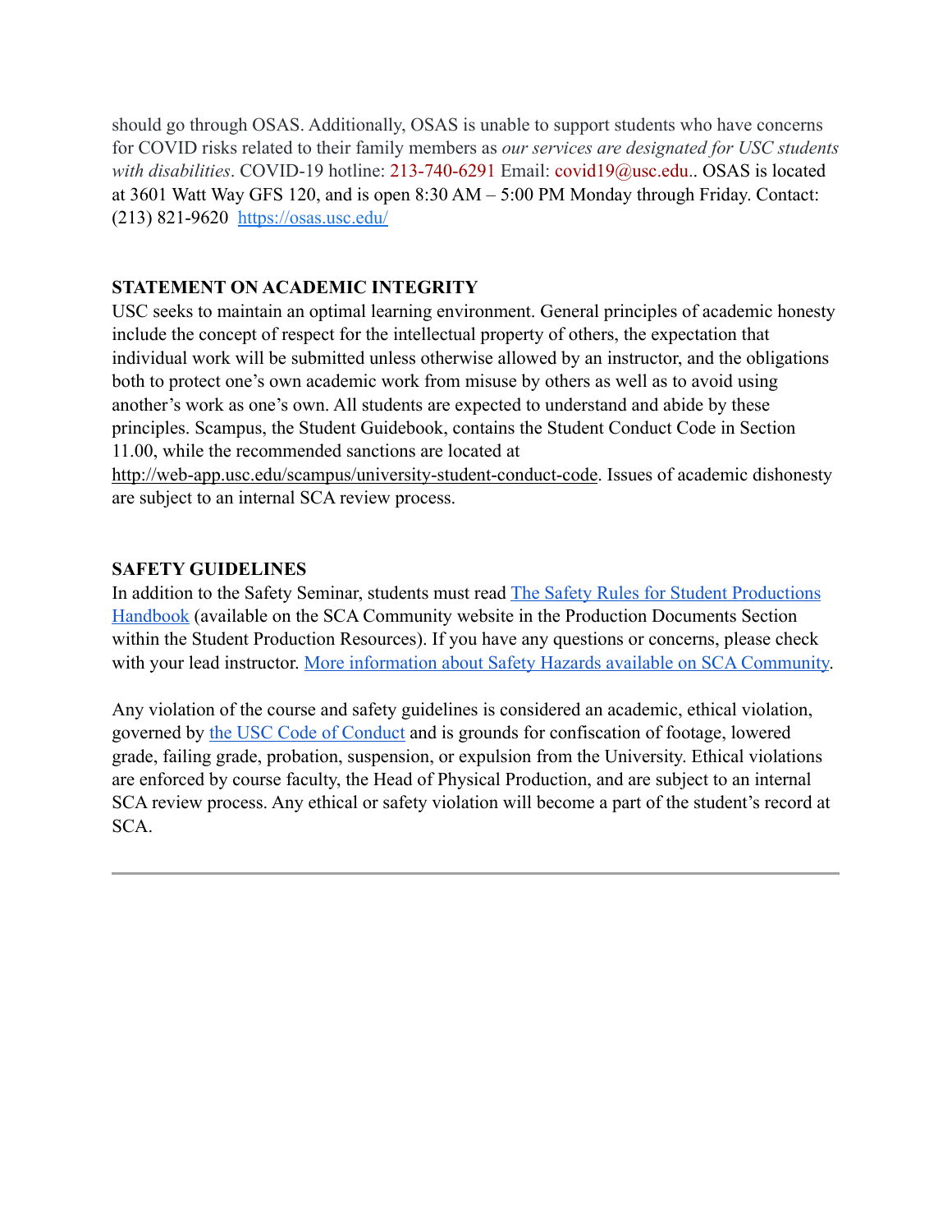should go through OSAS. Additionally, OSAS is unable to support students who have concerns for COVID risks related to their family members as *our services are designated for USC students with disabilities*. COVID-19 hotline: 213-740-6291 Email: covid19@usc.edu.. OSAS is located at 3601 Watt Way GFS 120, and is open 8:30 AM – 5:00 PM Monday through Friday. Contact: (213) 821-9620 [https://osas.usc.edu/](https://osas.usc.edu/)

**STATEMENT ON ACADEMIC INTEGRITY**

USC seeks to maintain an optimal learning environment. General principles of academic honesty include the concept of respect for the intellectual property of others, the expectation that individual work will be submitted unless otherwise allowed by an instructor, and the obligations both to protect one's own academic work from misuse by others as well as to avoid using another's work as one's own. All students are expected to understand and abide by these principles. Scampus, the Student Guidebook, contains the Student Conduct Code in Section 11.00, while the recommended sanctions are located at http://web-app.usc.edu/scampus/university-student-conduct-code. Issues of academic dishonesty are subject to an internal SCA review process.

**SAFETY GUIDELINES**

In addition to the Safety Seminar, students must read The Safety Rules for Student Productions Handbook (available on the SCA Community website in the Production Documents Section within the Student Production Resources). If you have any questions or concerns, please check with your lead instructor. More information about Safety Hazards available on SCA Community.

Any violation of the course and safety guidelines is considered an academic, ethical violation, governed by the USC Code of Conduct and is grounds for confiscation of footage, lowered grade, failing grade, probation, suspension, or expulsion from the University. Ethical violations are enforced by course faculty, the Head of Physical Production, and are subject to an internal SCA review process. Any ethical or safety violation will become a part of the student's record at SCA.

---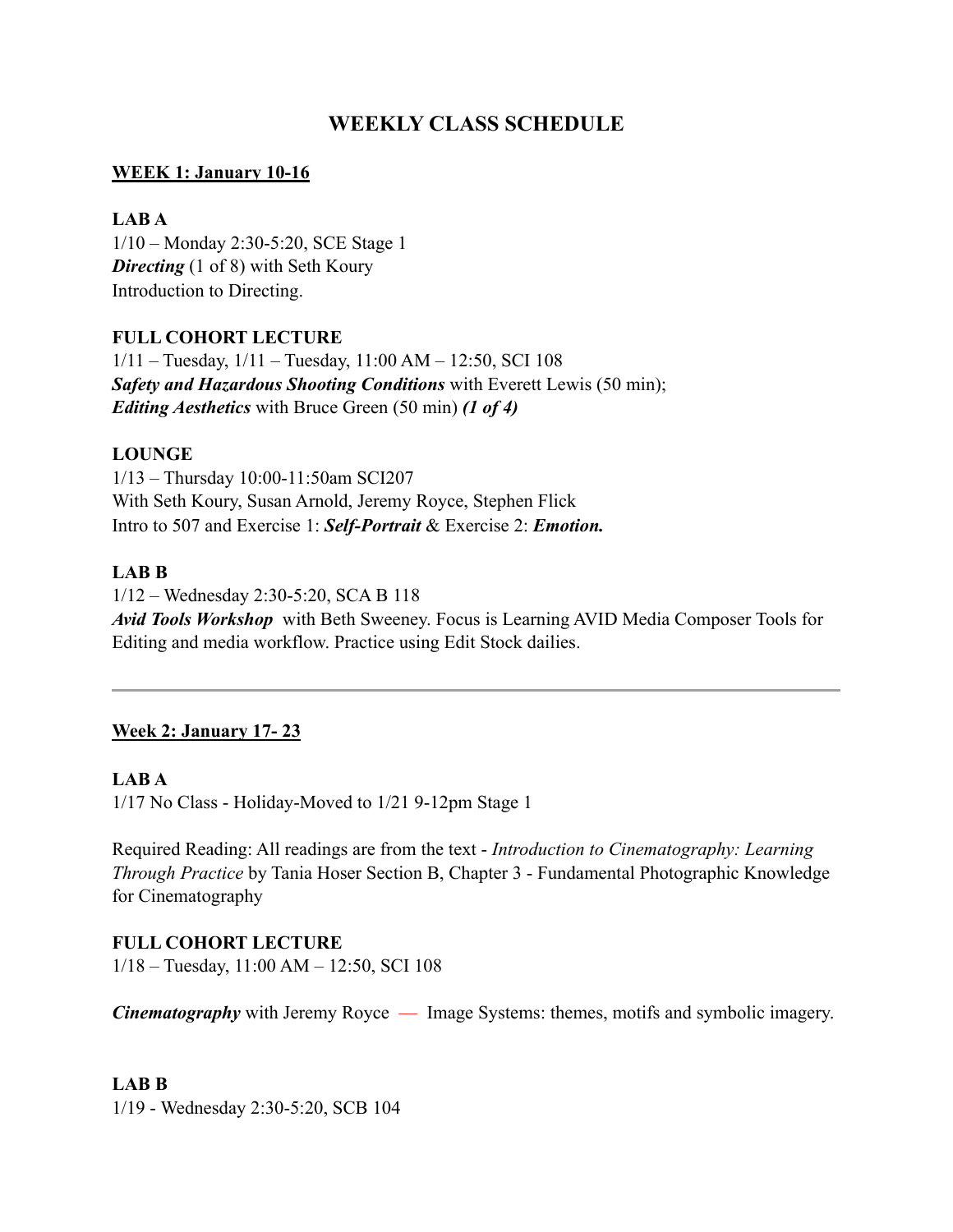# WEEKLY CLASS SCHEDULE

**WEEK 1: January 10-16**

**LAB A**
1/10 – Monday 2:30-5:20, SCE Stage 1
***Directing*** (1 of 8) with Seth Koury
Introduction to Directing.

**FULL COHORT LECTURE**
1/11 – Tuesday, 1/11 – Tuesday, 11:00 AM – 12:50, SCI 108
***Safety and Hazardous Shooting Conditions*** with Everett Lewis (50 min);
***Editing Aesthetics*** with Bruce Green (50 min) ***(1 of 4)***

**LOUNGE**
1/13 – Thursday 10:00-11:50am SCI207
With Seth Koury, Susan Arnold, Jeremy Royce, Stephen Flick
Intro to 507 and Exercise 1: ***Self-Portrait*** & Exercise 2: ***Emotion.***

**LAB B**
1/12 – Wednesday 2:30-5:20, SCA B 118
***Avid Tools Workshop*** with Beth Sweeney. Focus is Learning AVID Media Composer Tools for Editing and media workflow. Practice using Edit Stock dailies.

---

**Week 2: January 17- 23**

**LAB A**
1/17 No Class - Holiday-Moved to 1/21 9-12pm Stage 1

Required Reading: All readings are from the text - *Introduction to Cinematography: Learning Through Practice* by Tania Hoser Section B, Chapter 3 - Fundamental Photographic Knowledge for Cinematography

**FULL COHORT LECTURE**
1/18 – Tuesday, 11:00 AM – 12:50, SCI 108

***Cinematography*** with Jeremy Royce — Image Systems: themes, motifs and symbolic imagery.

**LAB B**
1/19 - Wednesday 2:30-5:20, SCB 104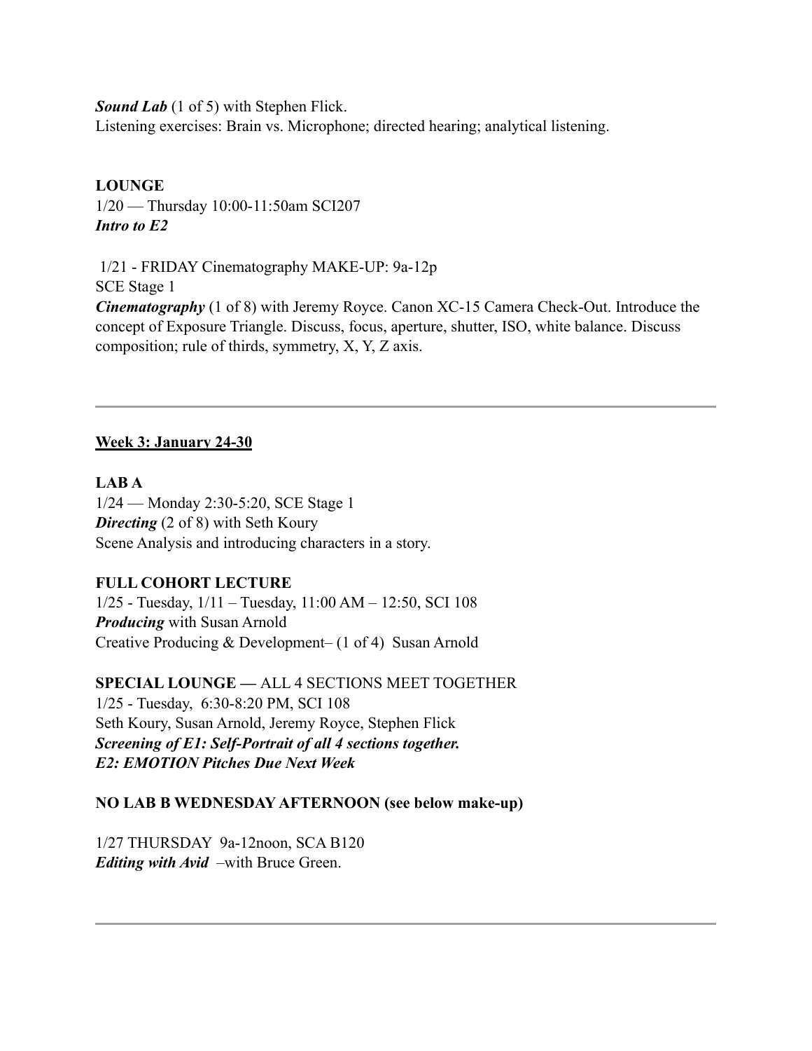***Sound Lab*** (1 of 5) with Stephen Flick.
Listening exercises: Brain vs. Microphone; directed hearing; analytical listening.

**LOUNGE**
1/20 — Thursday 10:00-11:50am SCI207
***Intro to E2***

1/21 - FRIDAY Cinematography MAKE-UP: 9a-12p
SCE Stage 1
***Cinematography*** (1 of 8) with Jeremy Royce. Canon XC-15 Camera Check-Out. Introduce the concept of Exposure Triangle. Discuss, focus, aperture, shutter, ISO, white balance. Discuss composition; rule of thirds, symmetry, X, Y, Z axis.

---

## Week 3: January 24-30

**LAB A**
1/24 — Monday 2:30-5:20, SCE Stage 1
***Directing*** (2 of 8) with Seth Koury
Scene Analysis and introducing characters in a story.

**FULL COHORT LECTURE**
1/25 - Tuesday, 1/11 – Tuesday, 11:00 AM – 12:50, SCI 108
***Producing*** with Susan Arnold
Creative Producing & Development– (1 of 4) Susan Arnold

**SPECIAL LOUNGE —** ALL 4 SECTIONS MEET TOGETHER
1/25 - Tuesday, 6:30-8:20 PM, SCI 108
Seth Koury, Susan Arnold, Jeremy Royce, Stephen Flick
***Screening of E1: Self-Portrait of all 4 sections together.***
***E2: EMOTION Pitches Due Next Week***

**NO LAB B WEDNESDAY AFTERNOON (see below make-up)**

1/27 THURSDAY 9a-12noon, SCA B120
***Editing with Avid*** –with Bruce Green.

---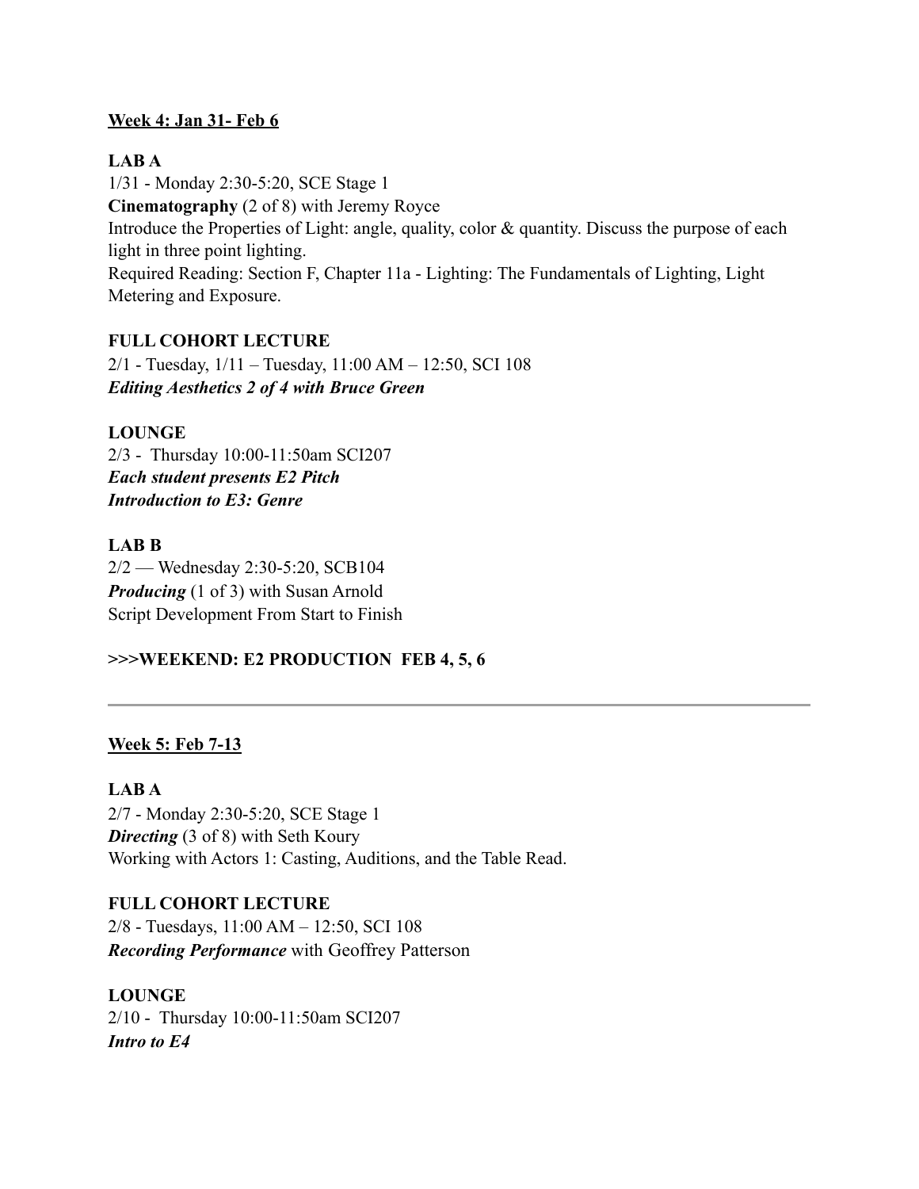**<u>Week 4: Jan 31- Feb 6</u>**

**LAB A**
1/31 - Monday 2:30-5:20, SCE Stage 1
**Cinematography** (2 of 8) with Jeremy Royce
Introduce the Properties of Light: angle, quality, color & quantity. Discuss the purpose of each light in three point lighting.
Required Reading: Section F, Chapter 11a - Lighting: The Fundamentals of Lighting, Light Metering and Exposure.

**FULL COHORT LECTURE**
2/1 - Tuesday, 1/11 – Tuesday, 11:00 AM – 12:50, SCI 108
***Editing Aesthetics 2 of 4 with Bruce Green***

**LOUNGE**
2/3 - Thursday 10:00-11:50am SCI207
***Each student presents E2 Pitch***
***Introduction to E3: Genre***

**LAB B**
2/2 — Wednesday 2:30-5:20, SCB104
***Producing*** (1 of 3) with Susan Arnold
Script Development From Start to Finish

**>>>WEEKEND: E2 PRODUCTION FEB 4, 5, 6**

---

**<u>Week 5: Feb 7-13</u>**

**LAB A**
2/7 - Monday 2:30-5:20, SCE Stage 1
***Directing*** (3 of 8) with Seth Koury
Working with Actors 1: Casting, Auditions, and the Table Read.

**FULL COHORT LECTURE**
2/8 - Tuesdays, 11:00 AM – 12:50, SCI 108
***Recording Performance*** with Geoffrey Patterson

**LOUNGE**
2/10 - Thursday 10:00-11:50am SCI207
***Intro to E4***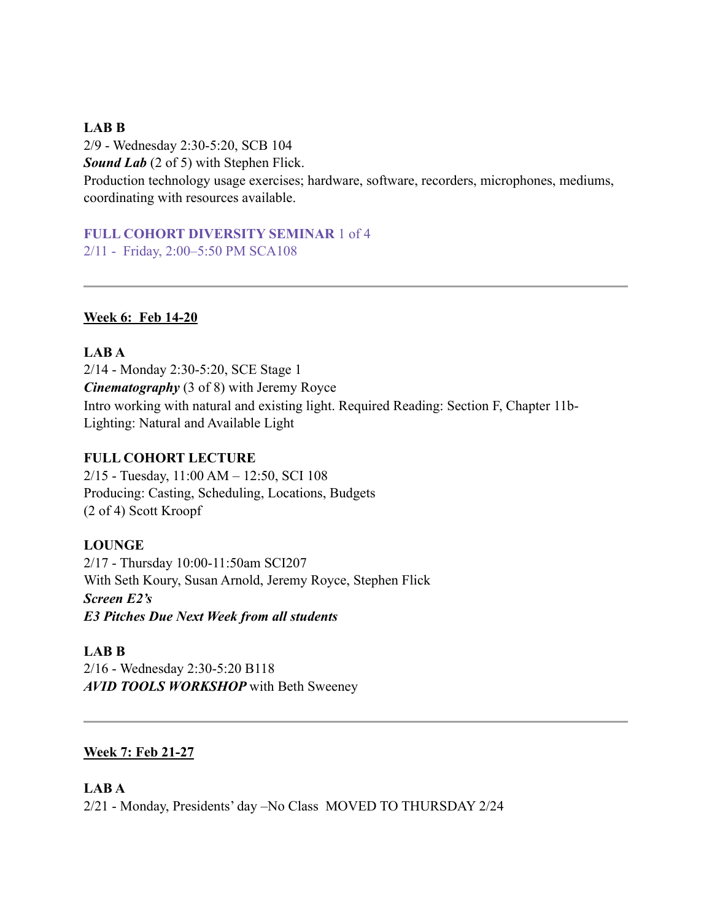**LAB B**
2/9 - Wednesday 2:30-5:20, SCB 104
***Sound Lab*** (2 of 5) with Stephen Flick.
Production technology usage exercises; hardware, software, recorders, microphones, mediums, coordinating with resources available.

**FULL COHORT DIVERSITY SEMINAR** 1 of 4
2/11 - Friday, 2:00–5:50 PM SCA108

---

**Week 6: Feb 14-20**

**LAB A**
2/14 - Monday 2:30-5:20, SCE Stage 1
***Cinematography*** (3 of 8) with Jeremy Royce
Intro working with natural and existing light. Required Reading: Section F, Chapter 11b- Lighting: Natural and Available Light

**FULL COHORT LECTURE**
2/15 - Tuesday, 11:00 AM – 12:50, SCI 108
Producing: Casting, Scheduling, Locations, Budgets
(2 of 4) Scott Kroopf

**LOUNGE**
2/17 - Thursday 10:00-11:50am SCI207
With Seth Koury, Susan Arnold, Jeremy Royce, Stephen Flick
***Screen E2's***
***E3 Pitches Due Next Week from all students***

**LAB B**
2/16 - Wednesday 2:30-5:20 B118
***AVID TOOLS WORKSHOP*** with Beth Sweeney

---

**Week 7: Feb 21-27**

**LAB A**
2/21 - Monday, Presidents' day –No Class MOVED TO THURSDAY 2/24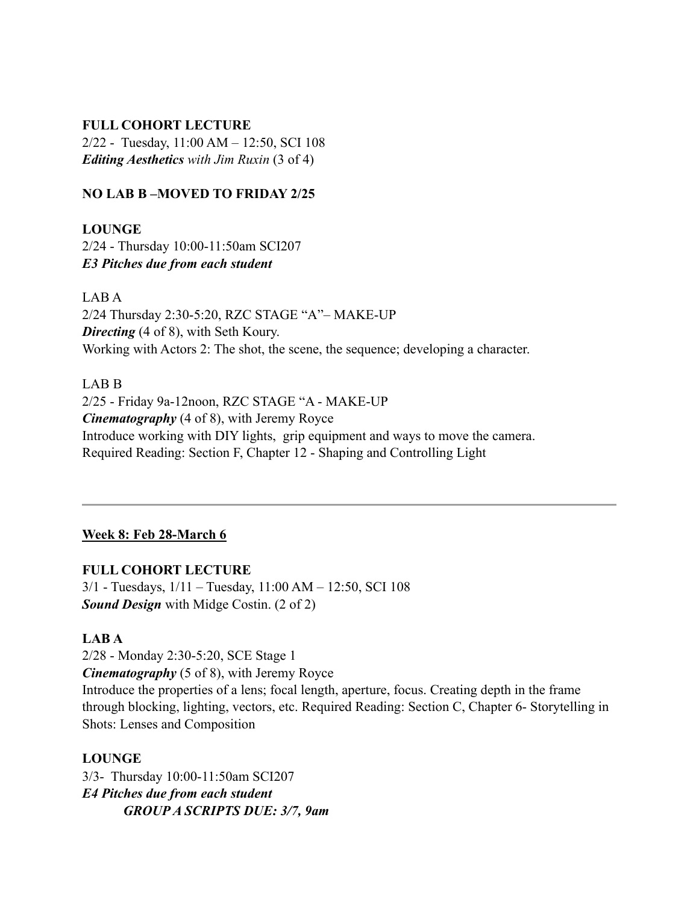**FULL COHORT LECTURE**
2/22 - Tuesday, 11:00 AM – 12:50, SCI 108
***Editing Aesthetics*** *with Jim Ruxin* (3 of 4)

**NO LAB B –MOVED TO FRIDAY 2/25**

**LOUNGE**
2/24 - Thursday 10:00-11:50am SCI207
***E3 Pitches due from each student***

LAB A
2/24 Thursday 2:30-5:20, RZC STAGE "A"– MAKE-UP
***Directing*** (4 of 8), with Seth Koury.
Working with Actors 2: The shot, the scene, the sequence; developing a character.

LAB B
2/25 - Friday 9a-12noon, RZC STAGE "A - MAKE-UP
***Cinematography*** (4 of 8), with Jeremy Royce
Introduce working with DIY lights, grip equipment and ways to move the camera.
Required Reading: Section F, Chapter 12 - Shaping and Controlling Light

---

**Week 8: Feb 28-March 6**

**FULL COHORT LECTURE**
3/1 - Tuesdays, 1/11 – Tuesday, 11:00 AM – 12:50, SCI 108
***Sound Design*** with Midge Costin. (2 of 2)

**LAB A**
2/28 - Monday 2:30-5:20, SCE Stage 1
***Cinematography*** (5 of 8), with Jeremy Royce
Introduce the properties of a lens; focal length, aperture, focus. Creating depth in the frame through blocking, lighting, vectors, etc. Required Reading: Section C, Chapter 6- Storytelling in Shots: Lenses and Composition

**LOUNGE**
3/3- Thursday 10:00-11:50am SCI207
***E4 Pitches due from each student***
***GROUP A SCRIPTS DUE: 3/7, 9am***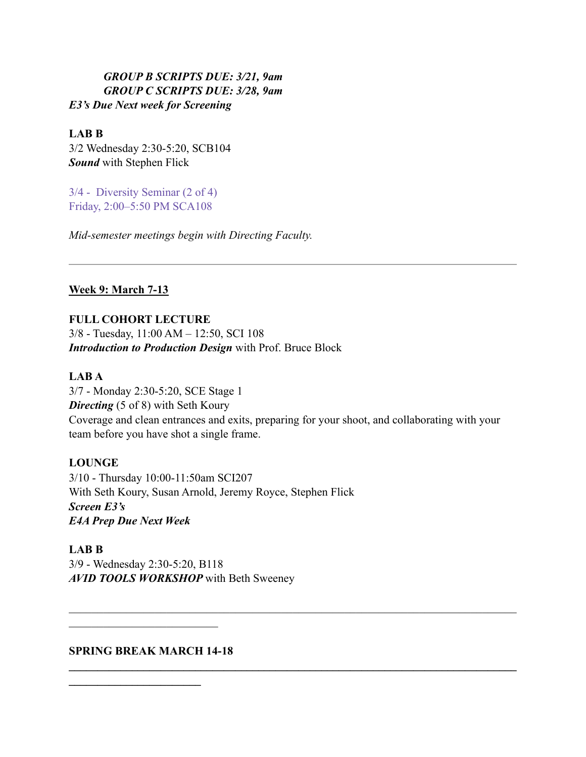*GROUP B SCRIPTS DUE: 3/21, 9am*
*GROUP C SCRIPTS DUE: 3/28, 9am*
*E3's Due Next week for Screening*

**LAB B**
3/2 Wednesday 2:30-5:20, SCB104
***Sound*** with Stephen Flick

3/4 - Diversity Seminar (2 of 4)
Friday, 2:00–5:50 PM SCA108

*Mid-semester meetings begin with Directing Faculty.*

---

**Week 9: March 7-13**

**FULL COHORT LECTURE**
3/8 - Tuesday, 11:00 AM – 12:50, SCI 108
***Introduction to Production Design*** with Prof. Bruce Block

**LAB A**
3/7 - Monday 2:30-5:20, SCE Stage 1
***Directing*** (5 of 8) with Seth Koury
Coverage and clean entrances and exits, preparing for your shoot, and collaborating with your team before you have shot a single frame.

**LOUNGE**
3/10 - Thursday 10:00-11:50am SCI207
With Seth Koury, Susan Arnold, Jeremy Royce, Stephen Flick
***Screen E3's***
***E4A Prep Due Next Week***

**LAB B**
3/9 - Wednesday 2:30-5:20, B118
***AVID TOOLS WORKSHOP*** with Beth Sweeney

---

**SPRING BREAK MARCH 14-18**

---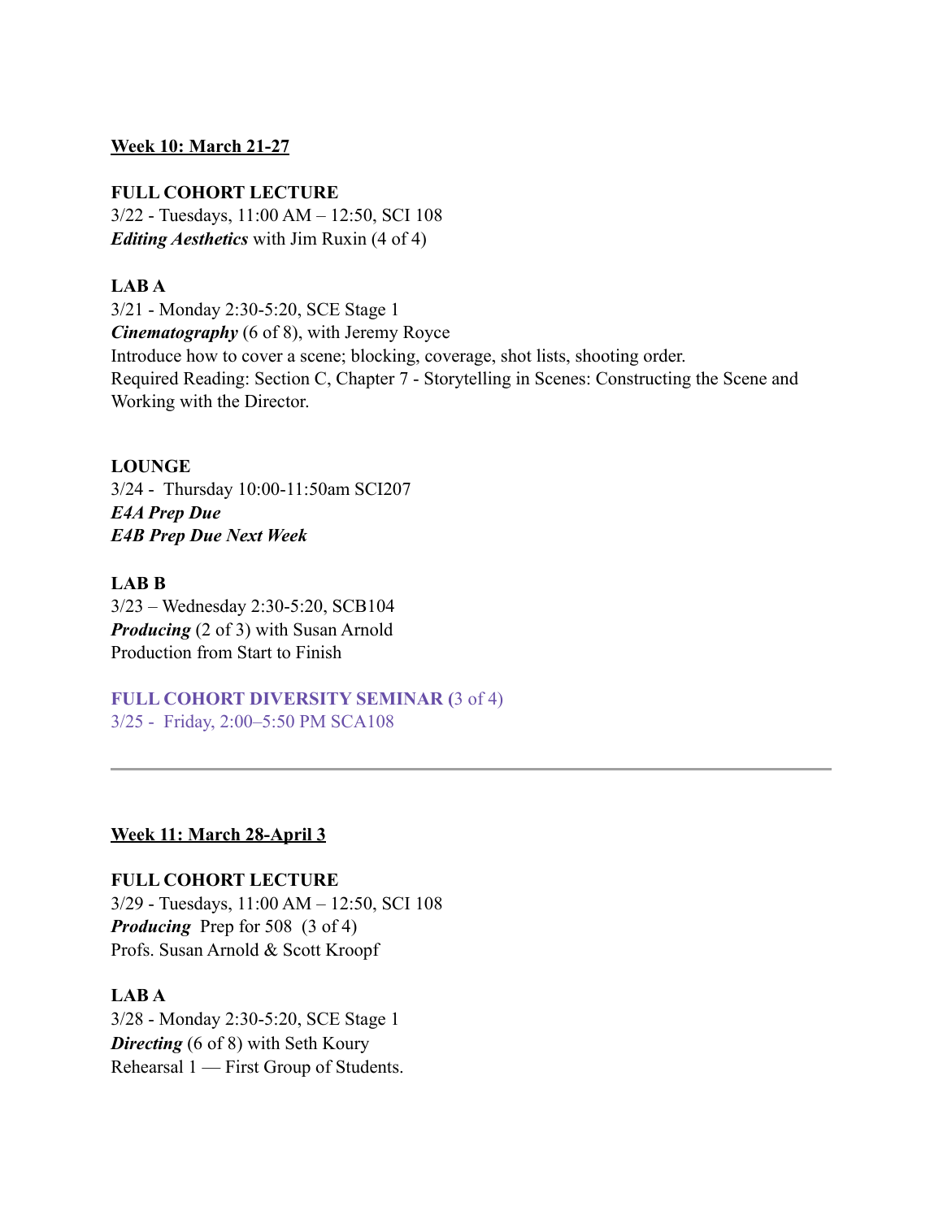**Week 10: March 21-27**

**FULL COHORT LECTURE**
3/22 - Tuesdays, 11:00 AM – 12:50, SCI 108
***Editing Aesthetics*** with Jim Ruxin (4 of 4)

**LAB A**
3/21 - Monday 2:30-5:20, SCE Stage 1
***Cinematography*** (6 of 8), with Jeremy Royce
Introduce how to cover a scene; blocking, coverage, shot lists, shooting order.
Required Reading: Section C, Chapter 7 - Storytelling in Scenes: Constructing the Scene and Working with the Director.

**LOUNGE**
3/24 - Thursday 10:00-11:50am SCI207
***E4A Prep Due***
***E4B Prep Due Next Week***

**LAB B**
3/23 – Wednesday 2:30-5:20, SCB104
***Producing*** (2 of 3) with Susan Arnold
Production from Start to Finish

**FULL COHORT DIVERSITY SEMINAR (**3 of 4)
3/25 - Friday, 2:00–5:50 PM SCA108

---

**Week 11: March 28-April 3**

**FULL COHORT LECTURE**
3/29 - Tuesdays, 11:00 AM – 12:50, SCI 108
***Producing*** Prep for 508 (3 of 4)
Profs. Susan Arnold & Scott Kroopf

**LAB A**
3/28 - Monday 2:30-5:20, SCE Stage 1
***Directing*** (6 of 8) with Seth Koury
Rehearsal 1 — First Group of Students.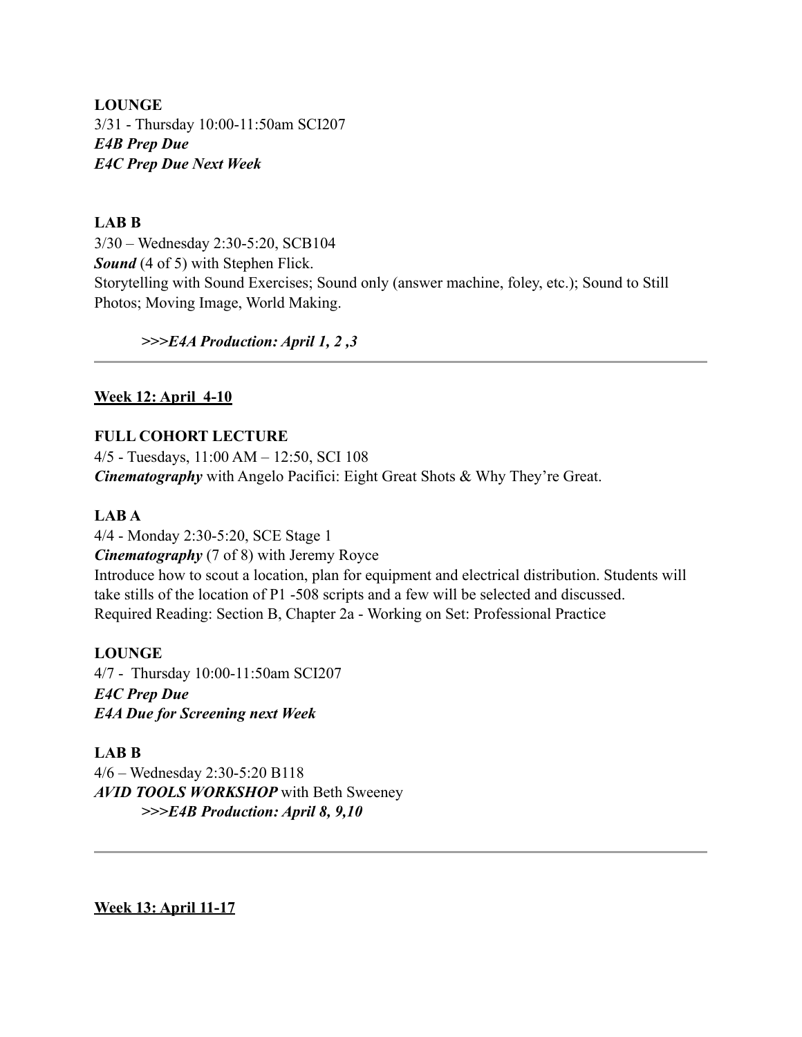**LOUNGE**
3/31 - Thursday 10:00-11:50am SCI207
***E4B Prep Due***
***E4C Prep Due Next Week***

**LAB B**
3/30 – Wednesday 2:30-5:20, SCB104
***Sound*** (4 of 5) with Stephen Flick.
Storytelling with Sound Exercises; Sound only (answer machine, foley, etc.); Sound to Still Photos; Moving Image, World Making.

> ***>>>E4A Production: April 1, 2 ,3***

---

## Week 12: April 4-10

**FULL COHORT LECTURE**
4/5 - Tuesdays, 11:00 AM – 12:50, SCI 108
***Cinematography*** with Angelo Pacifici: Eight Great Shots & Why They're Great.

**LAB A**
4/4 - Monday 2:30-5:20, SCE Stage 1
***Cinematography*** (7 of 8) with Jeremy Royce
Introduce how to scout a location, plan for equipment and electrical distribution. Students will take stills of the location of P1 -508 scripts and a few will be selected and discussed.
Required Reading: Section B, Chapter 2a - Working on Set: Professional Practice

**LOUNGE**
4/7 - Thursday 10:00-11:50am SCI207
***E4C Prep Due***
***E4A Due for Screening next Week***

**LAB B**
4/6 – Wednesday 2:30-5:20 B118
***AVID TOOLS WORKSHOP*** with Beth Sweeney

> ***>>>E4B Production: April 8, 9,10***

---

## Week 13: April 11-17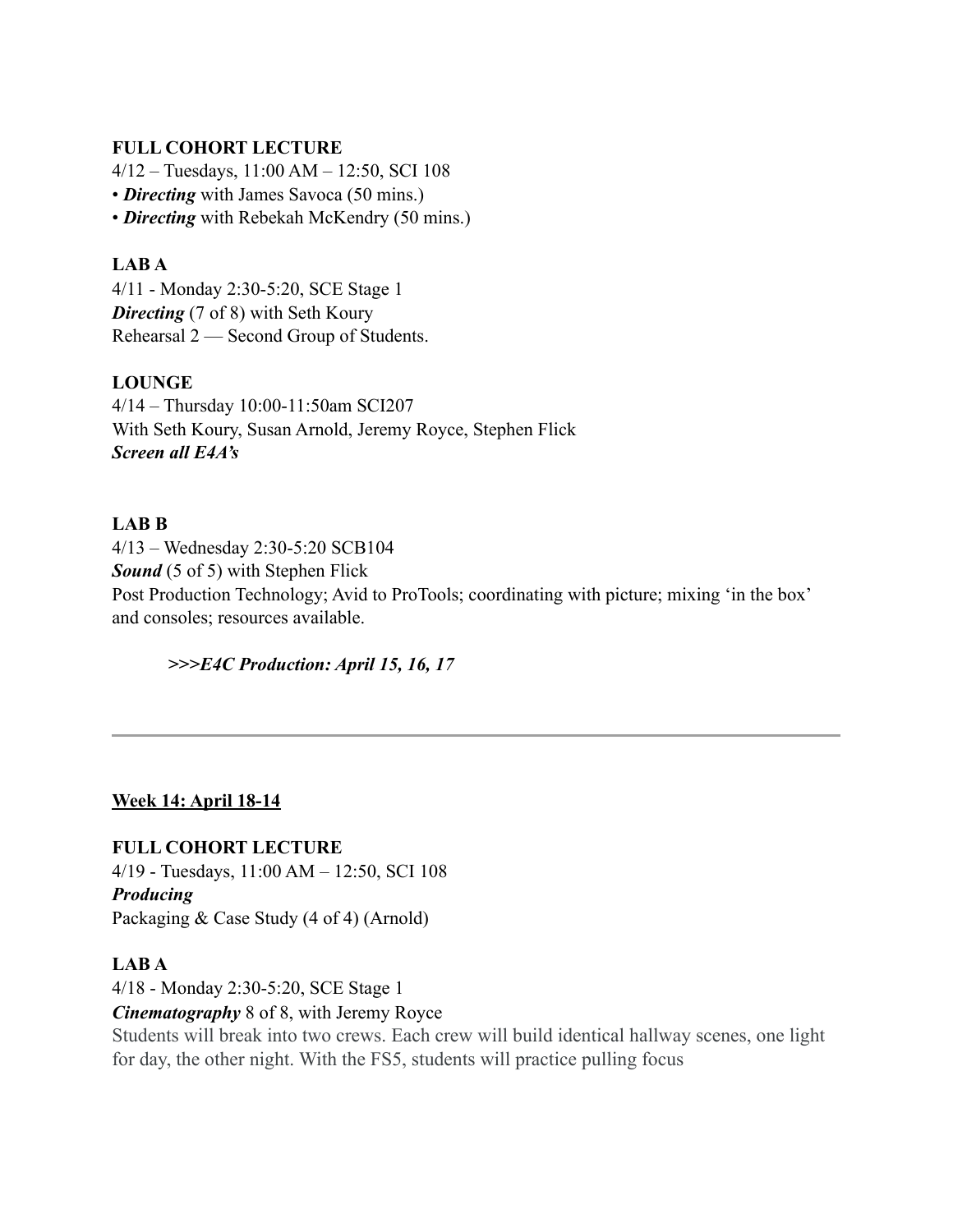**FULL COHORT LECTURE**
4/12 – Tuesdays, 11:00 AM – 12:50, SCI 108
• ***Directing*** with James Savoca (50 mins.)
• ***Directing*** with Rebekah McKendry (50 mins.)

**LAB A**
4/11 - Monday 2:30-5:20, SCE Stage 1
***Directing*** (7 of 8) with Seth Koury
Rehearsal 2 — Second Group of Students.

**LOUNGE**
4/14 – Thursday 10:00-11:50am SCI207
With Seth Koury, Susan Arnold, Jeremy Royce, Stephen Flick
***Screen all E4A's***

**LAB B**
4/13 – Wednesday 2:30-5:20 SCB104
***Sound*** (5 of 5) with Stephen Flick
Post Production Technology; Avid to ProTools; coordinating with picture; mixing 'in the box' and consoles; resources available.

> ***>>>E4C Production: April 15, 16, 17***

---

**Week 14: April 18-14**

**FULL COHORT LECTURE**
4/19 - Tuesdays, 11:00 AM – 12:50, SCI 108
***Producing***
Packaging & Case Study (4 of 4) (Arnold)

**LAB A**
4/18 - Monday 2:30-5:20, SCE Stage 1
***Cinematography*** 8 of 8, with Jeremy Royce
Students will break into two crews. Each crew will build identical hallway scenes, one light for day, the other night. With the FS5, students will practice pulling focus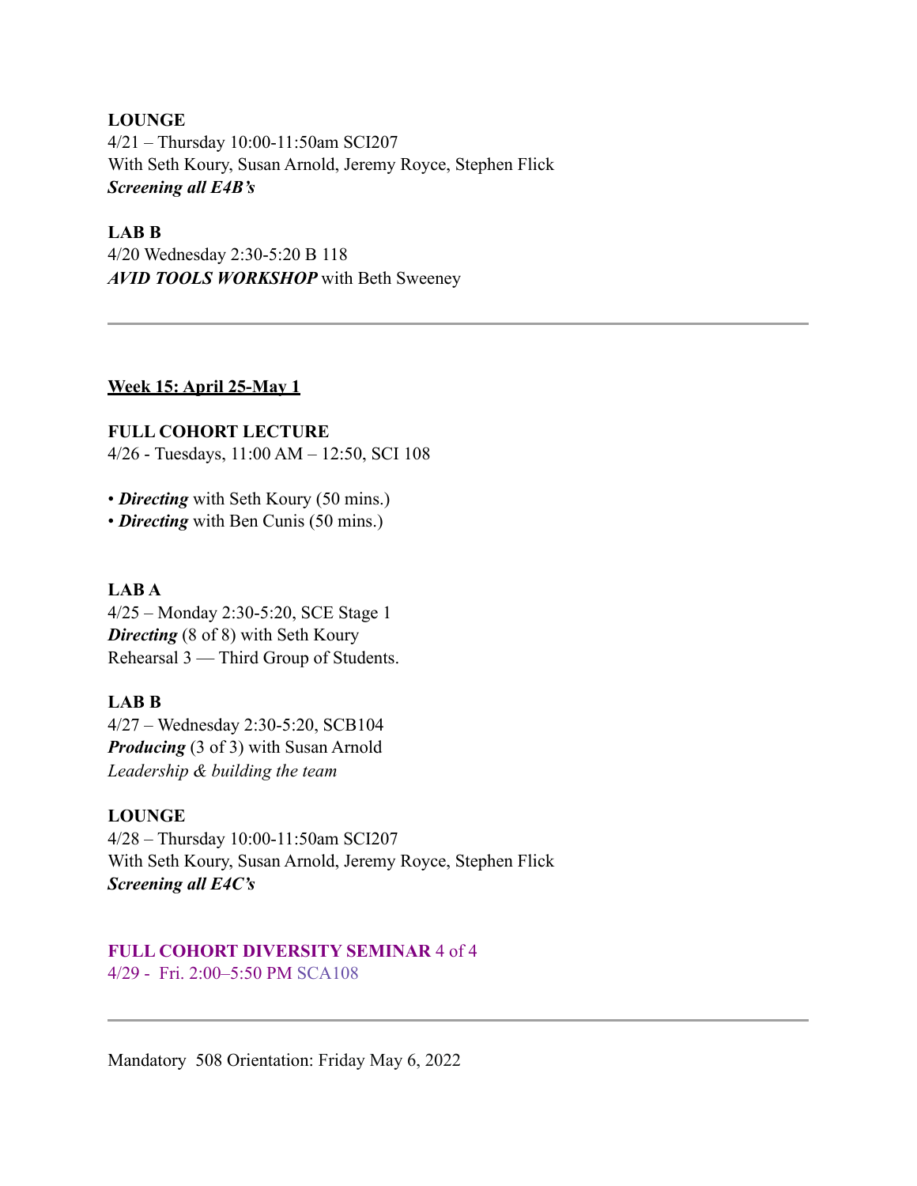**LOUNGE**
4/21 – Thursday 10:00-11:50am SCI207
With Seth Koury, Susan Arnold, Jeremy Royce, Stephen Flick
***Screening all E4B's***

**LAB B**
4/20 Wednesday 2:30-5:20 B 118
***AVID TOOLS WORKSHOP*** with Beth Sweeney

---

**Week 15: April 25-May 1**

**FULL COHORT LECTURE**
4/26 - Tuesdays, 11:00 AM – 12:50, SCI 108

- ***Directing*** with Seth Koury (50 mins.)
- ***Directing*** with Ben Cunis (50 mins.)

**LAB A**
4/25 – Monday 2:30-5:20, SCE Stage 1
***Directing*** (8 of 8) with Seth Koury
Rehearsal 3 — Third Group of Students.

**LAB B**
4/27 – Wednesday 2:30-5:20, SCB104
***Producing*** (3 of 3) with Susan Arnold
*Leadership & building the team*

**LOUNGE**
4/28 – Thursday 10:00-11:50am SCI207
With Seth Koury, Susan Arnold, Jeremy Royce, Stephen Flick
***Screening all E4C's***

**FULL COHORT DIVERSITY SEMINAR** 4 of 4
4/29 - Fri. 2:00–5:50 PM SCA108

---

Mandatory 508 Orientation: Friday May 6, 2022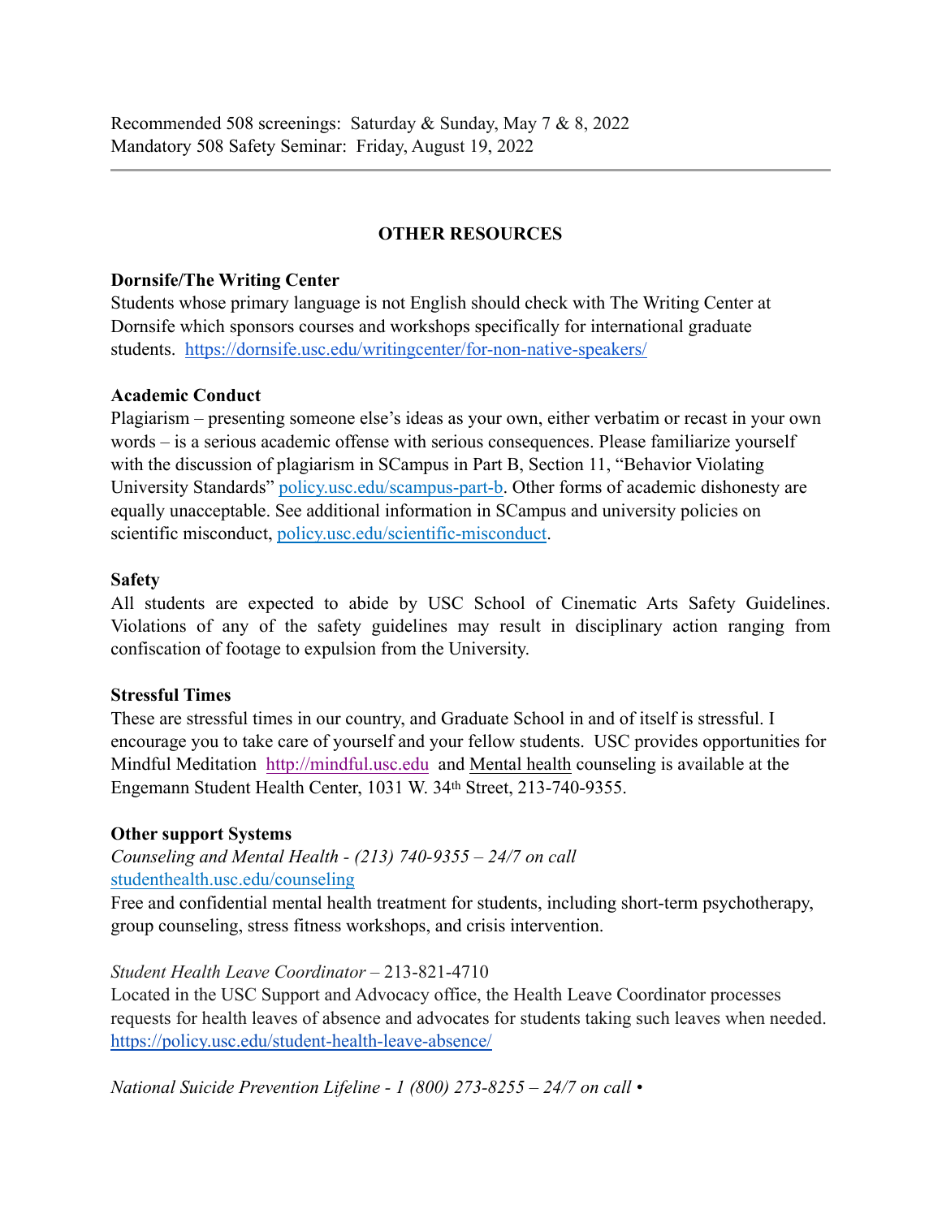Recommended 508 screenings: Saturday & Sunday, May 7 & 8, 2022
Mandatory 508 Safety Seminar: Friday, August 19, 2022

---

## OTHER RESOURCES

**Dornsife/The Writing Center**
Students whose primary language is not English should check with The Writing Center at Dornsife which sponsors courses and workshops specifically for international graduate students. https://dornsife.usc.edu/writingcenter/for-non-native-speakers/

**Academic Conduct**
Plagiarism – presenting someone else's ideas as your own, either verbatim or recast in your own words – is a serious academic offense with serious consequences. Please familiarize yourself with the discussion of plagiarism in SCampus in Part B, Section 11, "Behavior Violating University Standards" policy.usc.edu/scampus-part-b. Other forms of academic dishonesty are equally unacceptable. See additional information in SCampus and university policies on scientific misconduct, policy.usc.edu/scientific-misconduct.

**Safety**
All students are expected to abide by USC School of Cinematic Arts Safety Guidelines. Violations of any of the safety guidelines may result in disciplinary action ranging from confiscation of footage to expulsion from the University.

**Stressful Times**
These are stressful times in our country, and Graduate School in and of itself is stressful. I encourage you to take care of yourself and your fellow students. USC provides opportunities for Mindful Meditation http://mindful.usc.edu and Mental health counseling is available at the Engemann Student Health Center, 1031 W. 34th Street, 213-740-9355.

**Other support Systems**
*Counseling and Mental Health - (213) 740-9355 – 24/7 on call*
studenthealth.usc.edu/counseling
Free and confidential mental health treatment for students, including short-term psychotherapy, group counseling, stress fitness workshops, and crisis intervention.

*Student Health Leave Coordinator* – 213-821-4710
Located in the USC Support and Advocacy office, the Health Leave Coordinator processes requests for health leaves of absence and advocates for students taking such leaves when needed. https://policy.usc.edu/student-health-leave-absence/

*National Suicide Prevention Lifeline - 1 (800) 273-8255 – 24/7 on call •*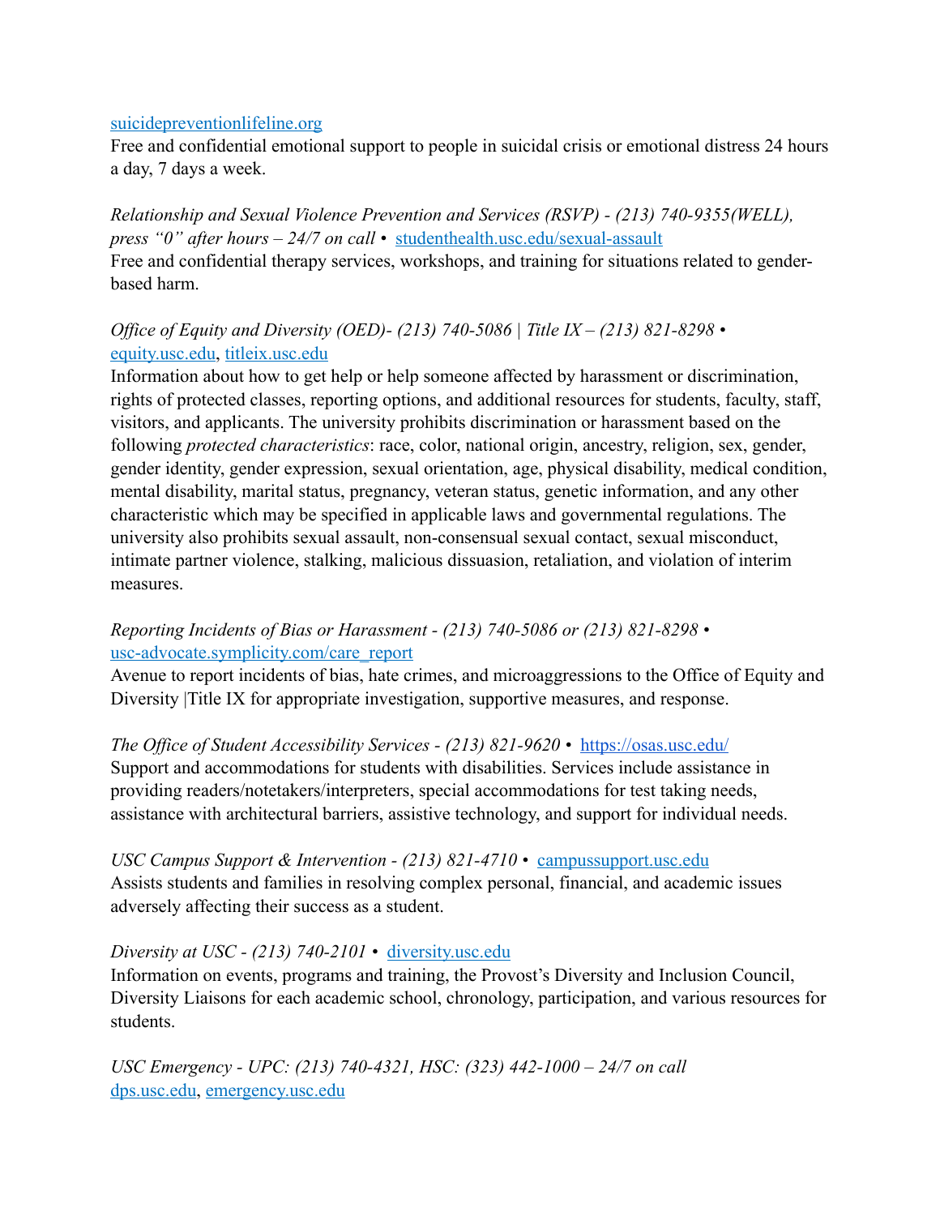[suicidepreventionlifeline.org](https://suicidepreventionlifeline.org)
Free and confidential emotional support to people in suicidal crisis or emotional distress 24 hours a day, 7 days a week.

*Relationship and Sexual Violence Prevention and Services (RSVP) - (213) 740-9355(WELL), press "0" after hours – 24/7 on call* • [studenthealth.usc.edu/sexual-assault](https://studenthealth.usc.edu/sexual-assault)
Free and confidential therapy services, workshops, and training for situations related to gender-based harm.

*Office of Equity and Diversity (OED)- (213) 740-5086 | Title IX – (213) 821-8298 •* [equity.usc.edu](https://equity.usc.edu), [titleix.usc.edu](https://titleix.usc.edu)
Information about how to get help or help someone affected by harassment or discrimination, rights of protected classes, reporting options, and additional resources for students, faculty, staff, visitors, and applicants. The university prohibits discrimination or harassment based on the following *protected characteristics*: race, color, national origin, ancestry, religion, sex, gender, gender identity, gender expression, sexual orientation, age, physical disability, medical condition, mental disability, marital status, pregnancy, veteran status, genetic information, and any other characteristic which may be specified in applicable laws and governmental regulations. The university also prohibits sexual assault, non-consensual sexual contact, sexual misconduct, intimate partner violence, stalking, malicious dissuasion, retaliation, and violation of interim measures.

*Reporting Incidents of Bias or Harassment - (213) 740-5086 or (213) 821-8298 •* [usc-advocate.symplicity.com/care_report](https://usc-advocate.symplicity.com/care_report)
Avenue to report incidents of bias, hate crimes, and microaggressions to the Office of Equity and Diversity |Title IX for appropriate investigation, supportive measures, and response.

*The Office of Student Accessibility Services - (213) 821-9620 •* [https://osas.usc.edu/](https://osas.usc.edu/)
Support and accommodations for students with disabilities. Services include assistance in providing readers/notetakers/interpreters, special accommodations for test taking needs, assistance with architectural barriers, assistive technology, and support for individual needs.

*USC Campus Support & Intervention - (213) 821-4710 •* [campussupport.usc.edu](https://campussupport.usc.edu)
Assists students and families in resolving complex personal, financial, and academic issues adversely affecting their success as a student.

*Diversity at USC - (213) 740-2101 •* [diversity.usc.edu](https://diversity.usc.edu)
Information on events, programs and training, the Provost's Diversity and Inclusion Council, Diversity Liaisons for each academic school, chronology, participation, and various resources for students.

*USC Emergency - UPC: (213) 740-4321, HSC: (323) 442-1000 – 24/7 on call*
[dps.usc.edu](https://dps.usc.edu), [emergency.usc.edu](https://emergency.usc.edu)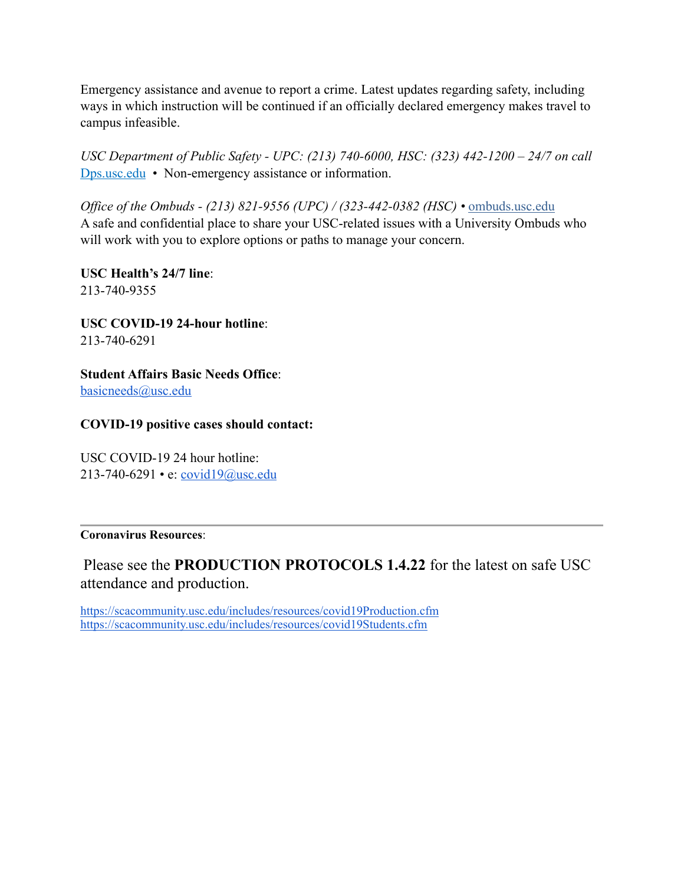Emergency assistance and avenue to report a crime. Latest updates regarding safety, including ways in which instruction will be continued if an officially declared emergency makes travel to campus infeasible.

*USC Department of Public Safety - UPC: (213) 740-6000, HSC: (323) 442-1200 – 24/7 on call*
[Dps.usc.edu](http://dps.usc.edu) • Non-emergency assistance or information.

*Office of the Ombuds - (213) 821-9556 (UPC) / (323-442-0382 (HSC) •* [ombuds.usc.edu](http://ombuds.usc.edu)
A safe and confidential place to share your USC-related issues with a University Ombuds who will work with you to explore options or paths to manage your concern.

**USC Health's 24/7 line**:
213-740-9355

**USC COVID-19 24-hour hotline**:
213-740-6291

**Student Affairs Basic Needs Office**:
[basicneeds@usc.edu](mailto:basicneeds@usc.edu)

**COVID-19 positive cases should contact:**

USC COVID-19 24 hour hotline:
213-740-6291 • e: [covid19@usc.edu](mailto:covid19@usc.edu)

---

**Coronavirus Resources**:

Please see the **PRODUCTION PROTOCOLS 1.4.22** for the latest on safe USC attendance and production.

https://scacommunity.usc.edu/includes/resources/covid19Production.cfm
https://scacommunity.usc.edu/includes/resources/covid19Students.cfm